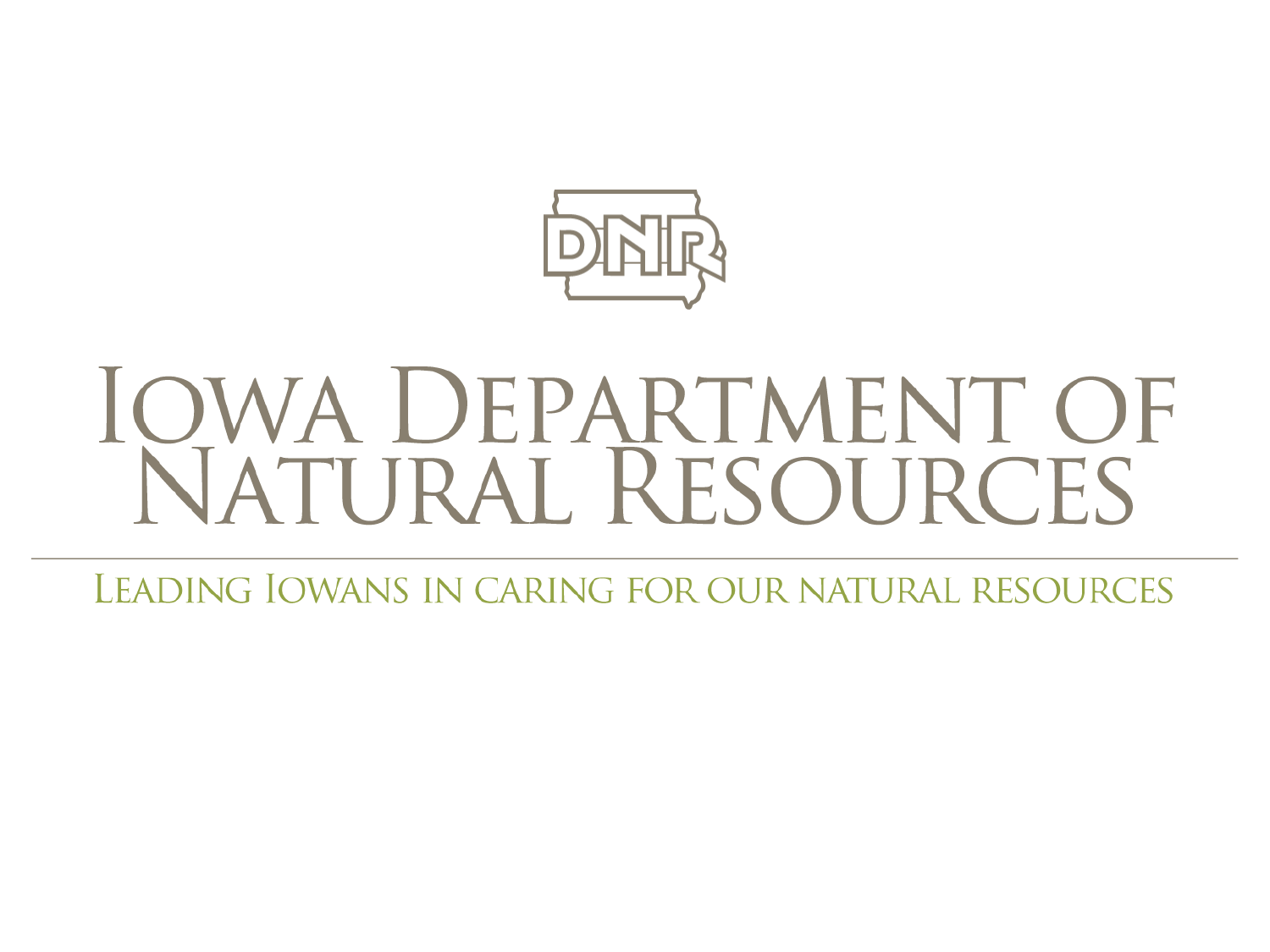DNR

# Iowa Department of Natural Resources

Leading Iowans in caring for our natural resources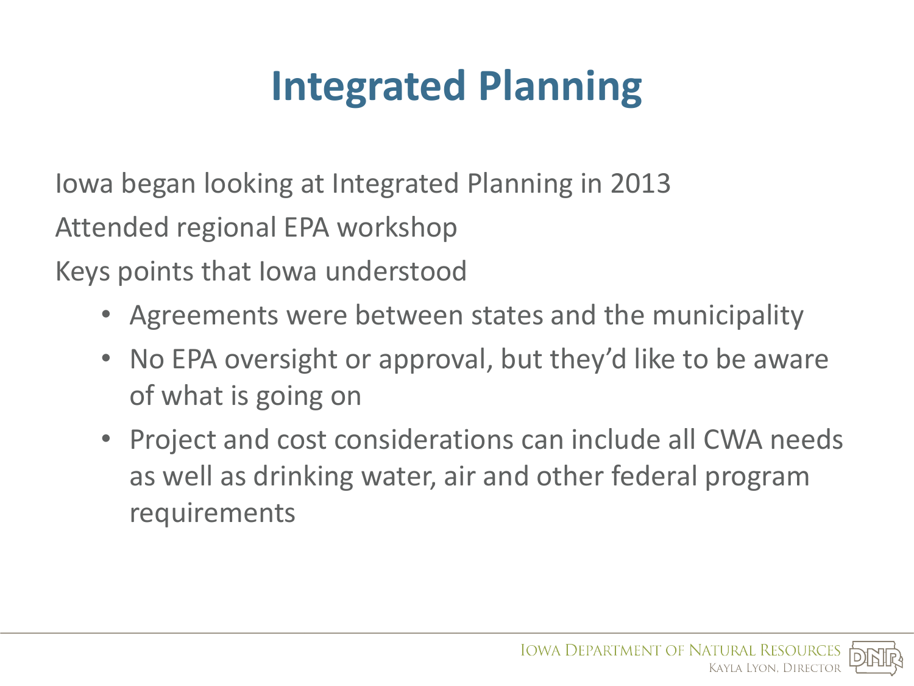# Integrated Planning

Iowa began looking at Integrated Planning in 2013

Attended regional EPA workshop

Keys points that Iowa understood

- Agreements were between states and the municipality
- No EPA oversight or approval, but they'd like to be aware of what is going on
- Project and cost considerations can include all CWA needs as well as drinking water, air and other federal program requirements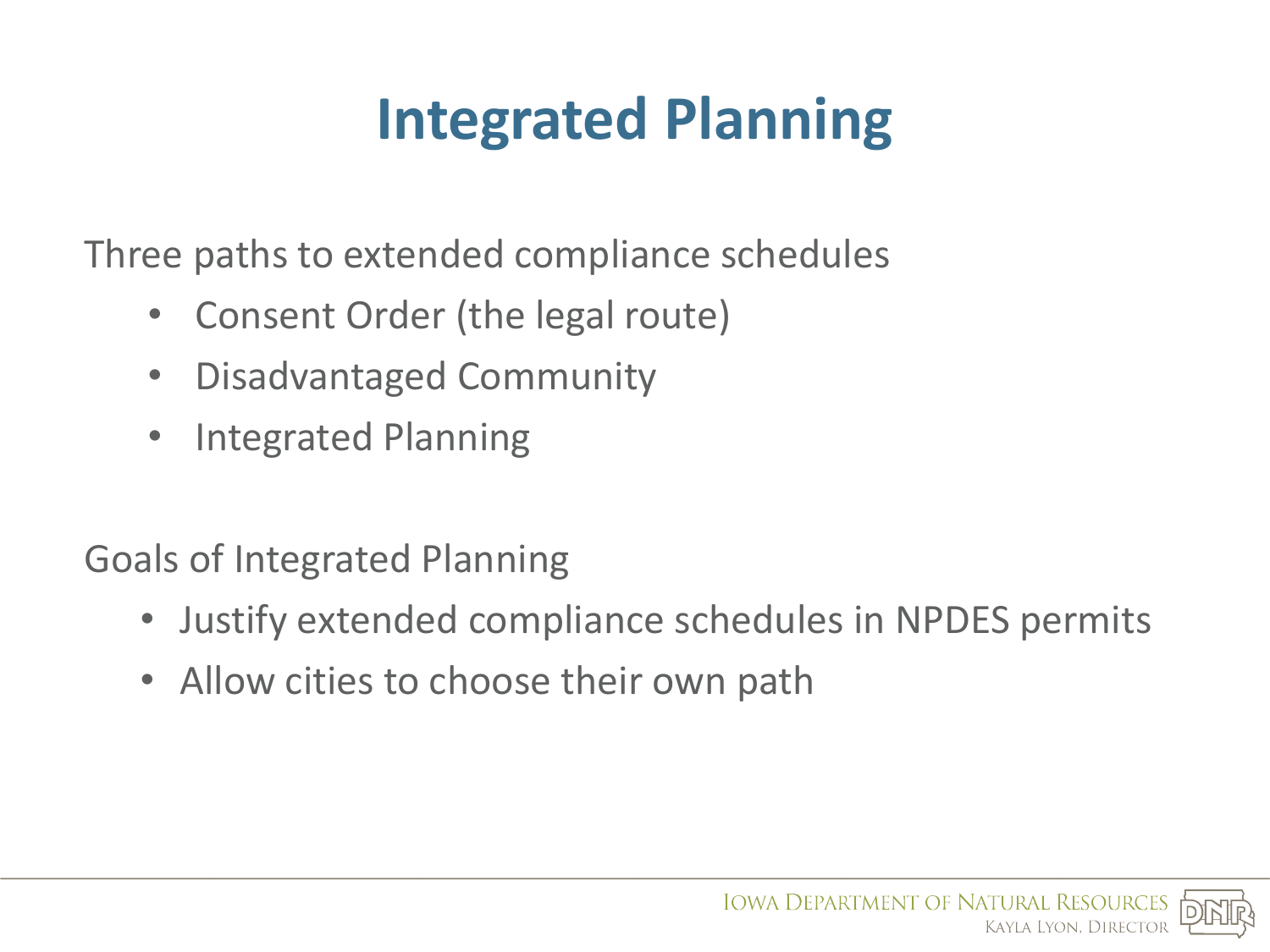# Integrated Planning

Three paths to extended compliance schedules

- Consent Order (the legal route)
- Disadvantaged Community
- Integrated Planning

Goals of Integrated Planning

- Justify extended compliance schedules in NPDES permits
- Allow cities to choose their own path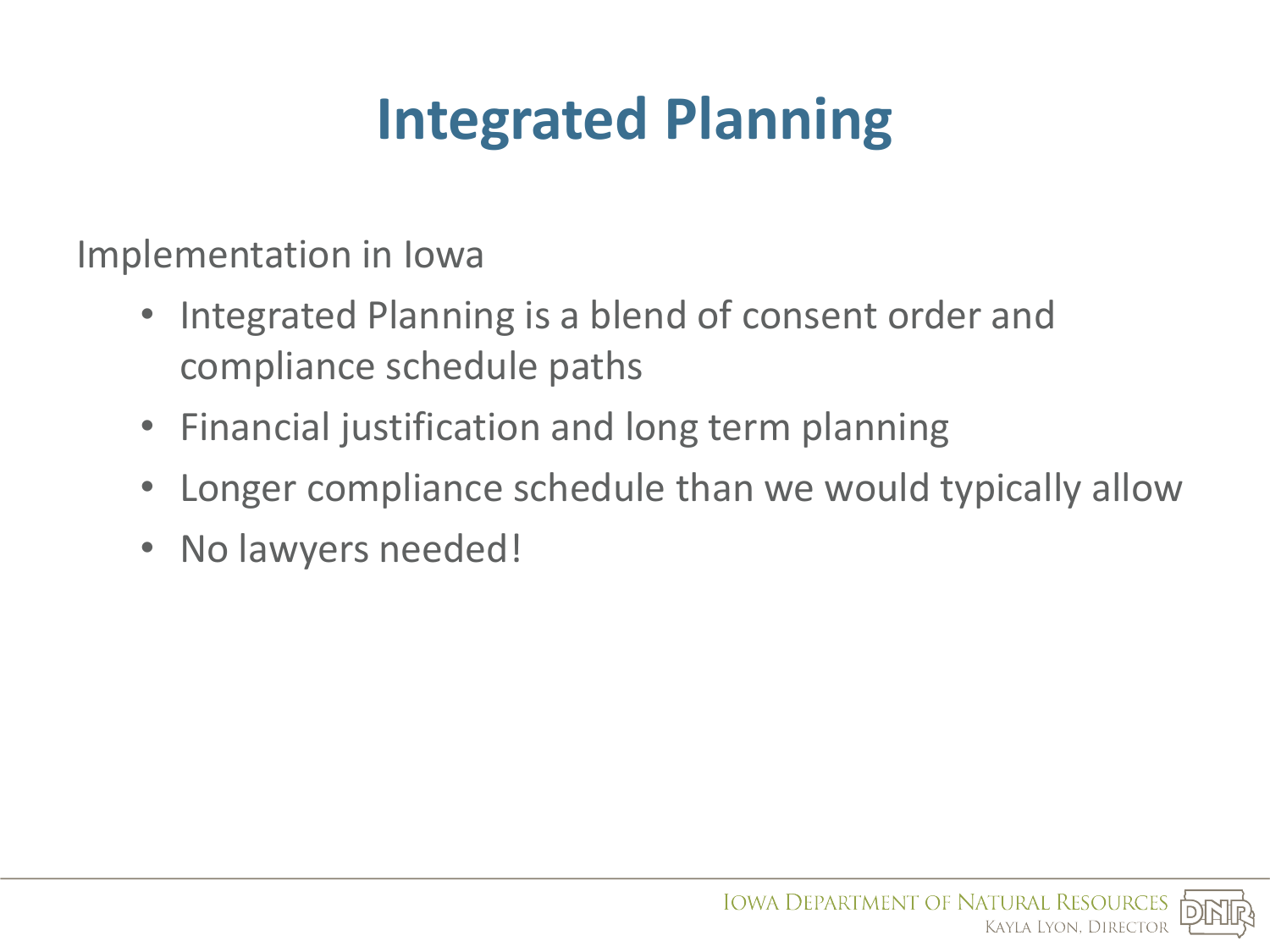# Integrated Planning

Implementation in Iowa

- Integrated Planning is a blend of consent order and compliance schedule paths
- Financial justification and long term planning
- Longer compliance schedule than we would typically allow
- No lawyers needed!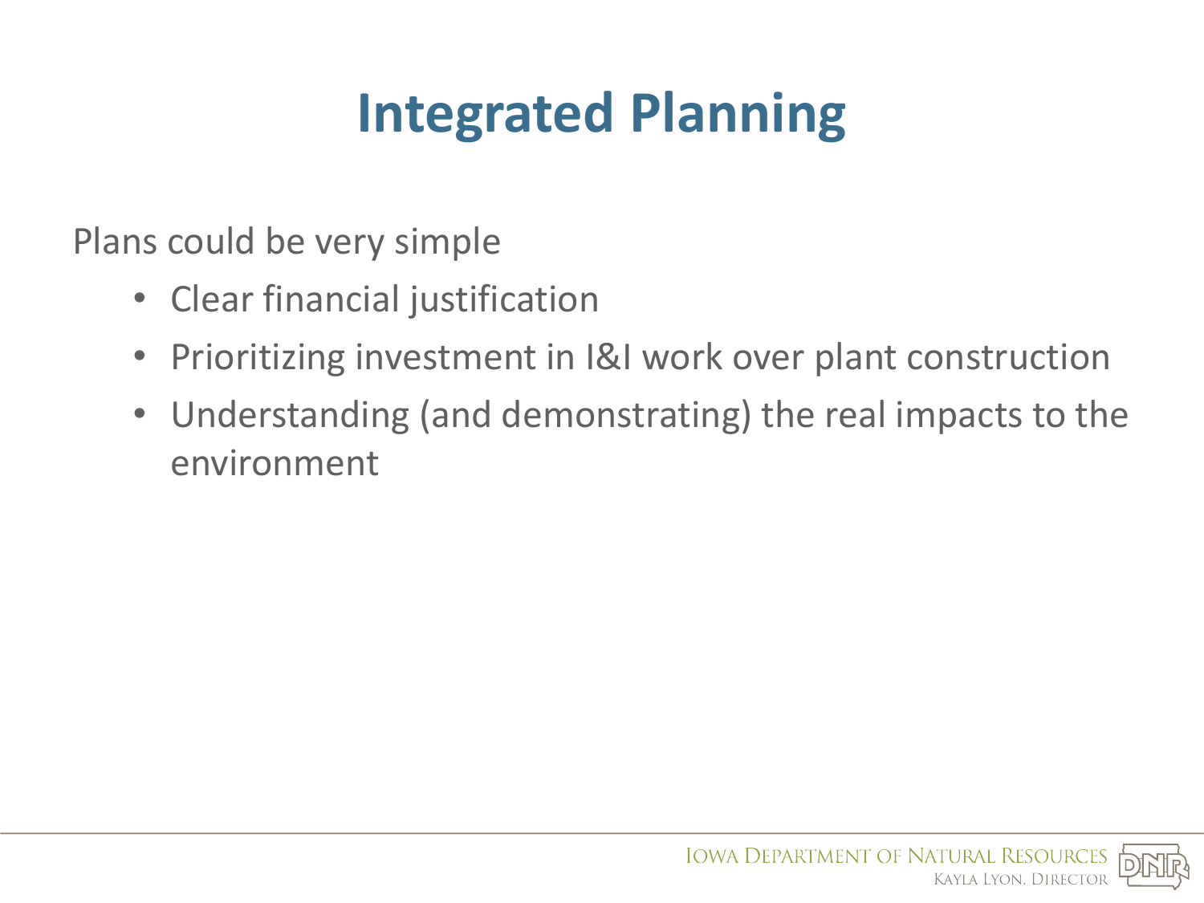# Integrated Planning

Plans could be very simple

- Clear financial justification
- Prioritizing investment in I&I work over plant construction
- Understanding (and demonstrating) the real impacts to the environment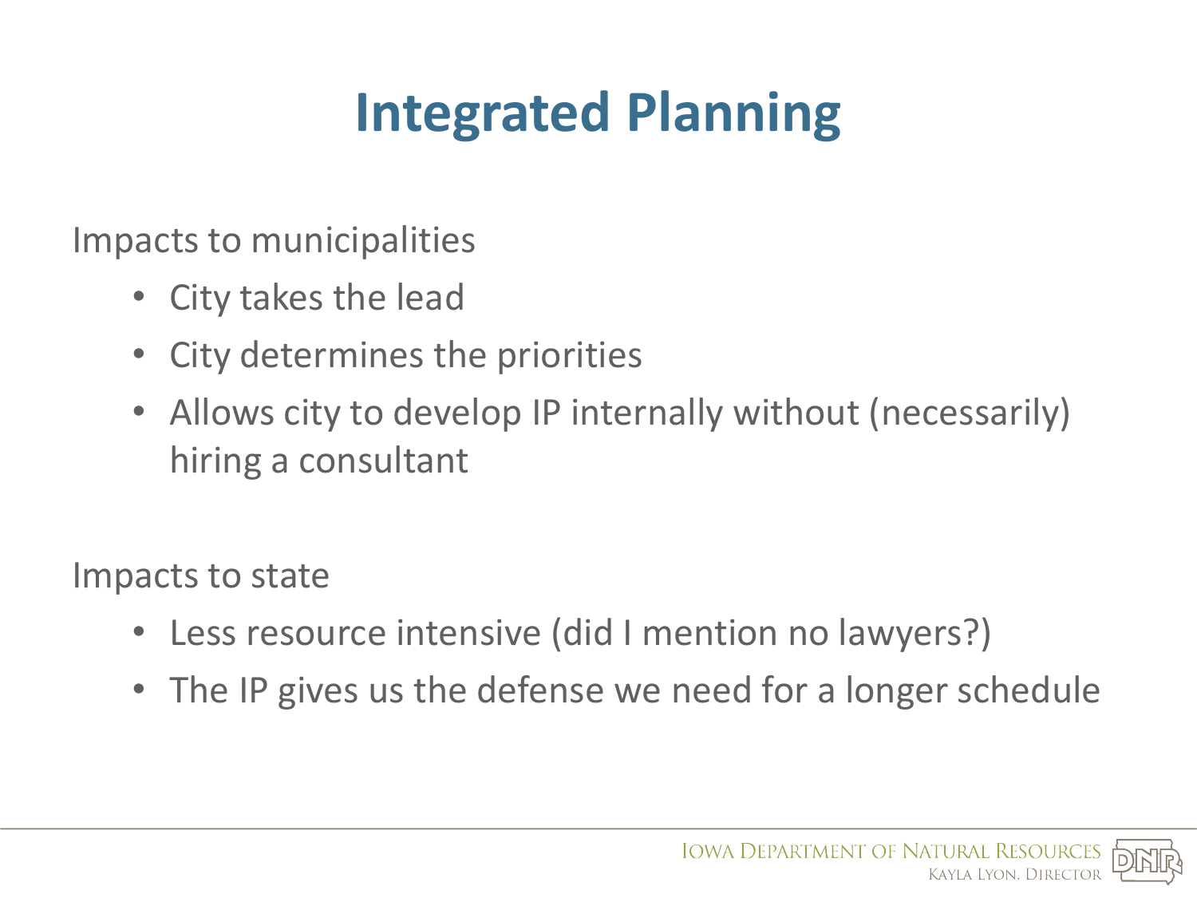# Integrated Planning

Impacts to municipalities

- City takes the lead
- City determines the priorities
- Allows city to develop IP internally without (necessarily) hiring a consultant

Impacts to state

- Less resource intensive (did I mention no lawyers?)
- The IP gives us the defense we need for a longer schedule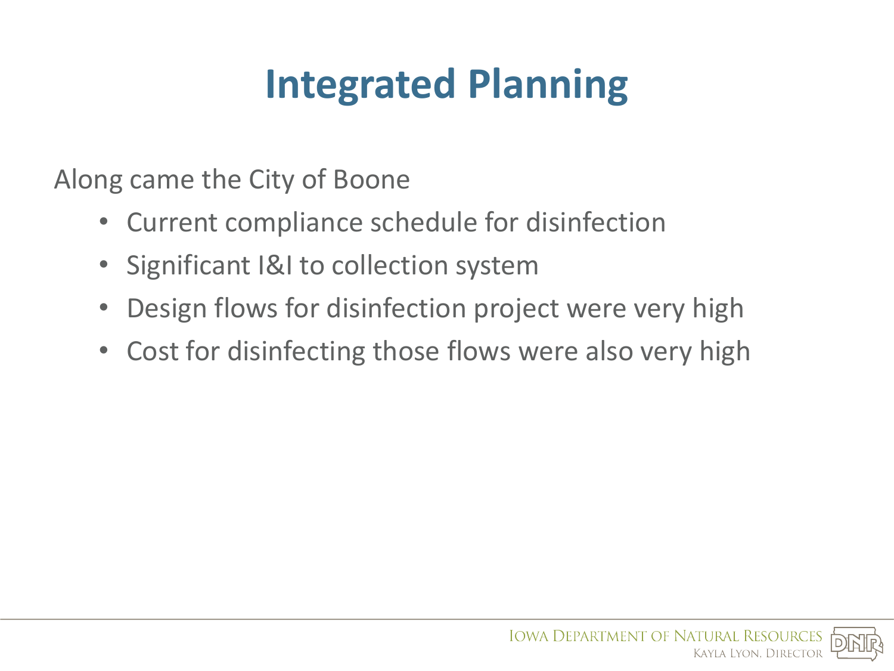# Integrated Planning

Along came the City of Boone

- Current compliance schedule for disinfection
- Significant I&I to collection system
- Design flows for disinfection project were very high
- Cost for disinfecting those flows were also very high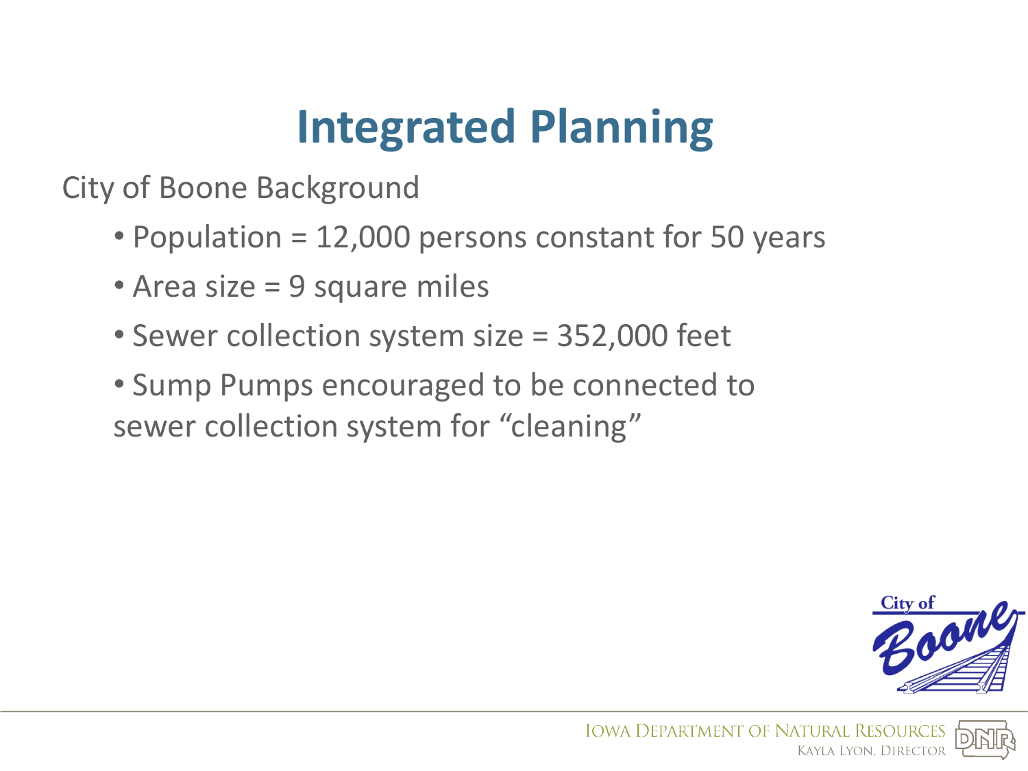# Integrated Planning

City of Boone Background

- Population = 12,000 persons constant for 50 years
- Area size = 9 square miles
- Sewer collection system size = 352,000 feet
- Sump Pumps encouraged to be connected to sewer collection system for "cleaning"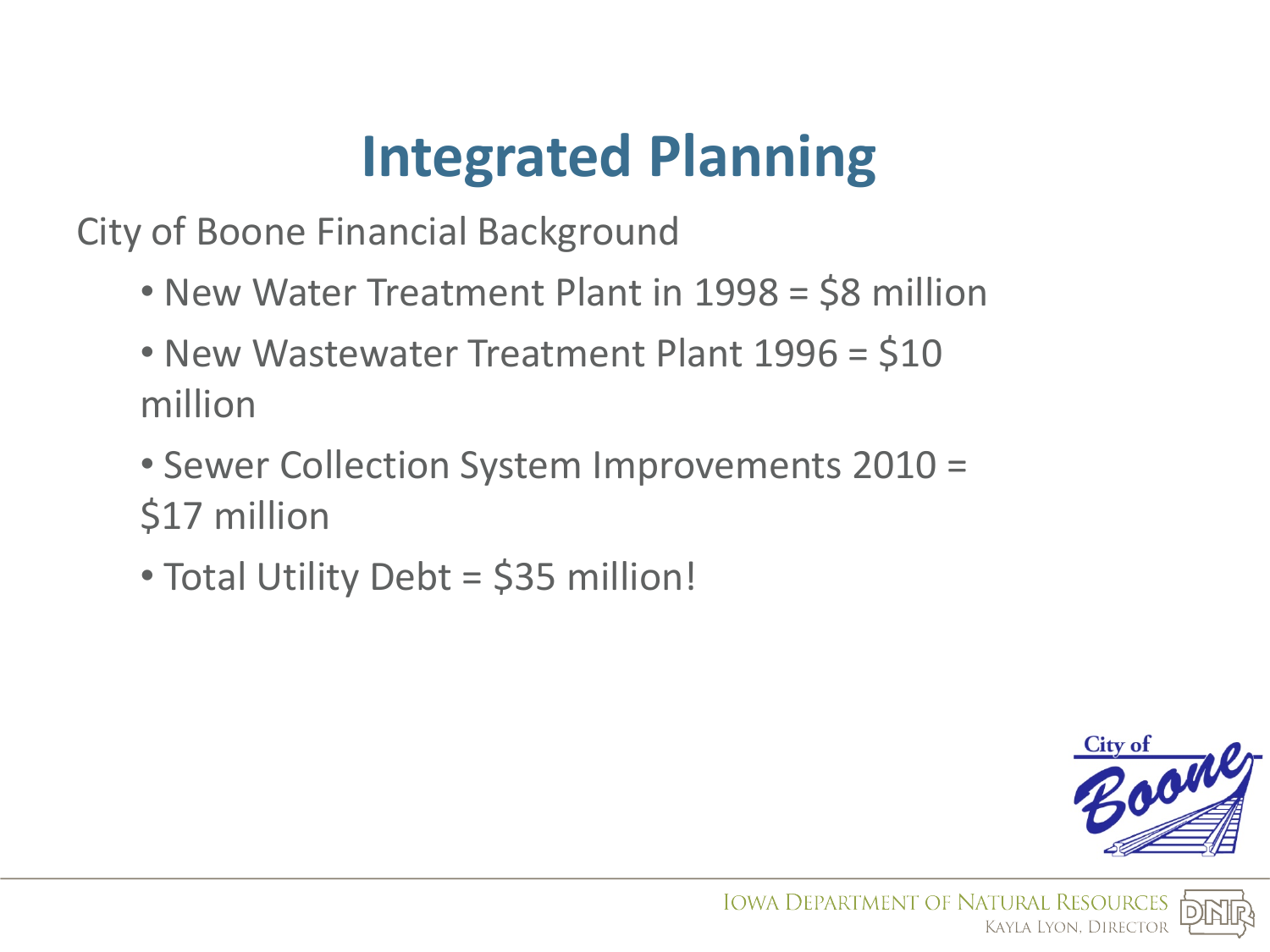# Integrated Planning

City of Boone Financial Background

- New Water Treatment Plant in 1998 = $8 million
- New Wastewater Treatment Plant 1996 = $10 million
- Sewer Collection System Improvements 2010 = $17 million
- Total Utility Debt = $35 million!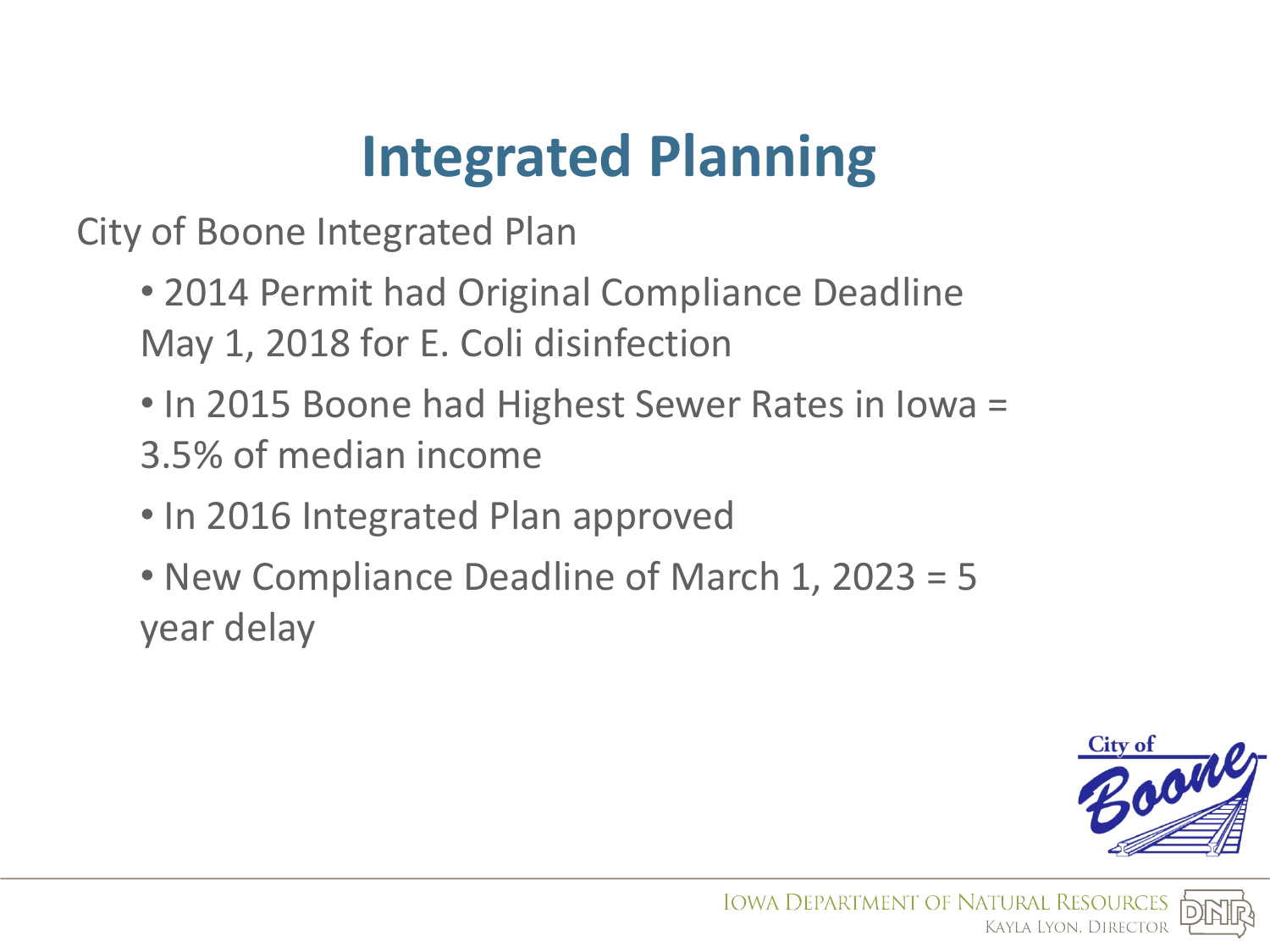# Integrated Planning

City of Boone Integrated Plan

- 2014 Permit had Original Compliance Deadline May 1, 2018 for E. Coli disinfection
- In 2015 Boone had Highest Sewer Rates in Iowa = 3.5% of median income
- In 2016 Integrated Plan approved
- New Compliance Deadline of March 1, 2023 = 5 year delay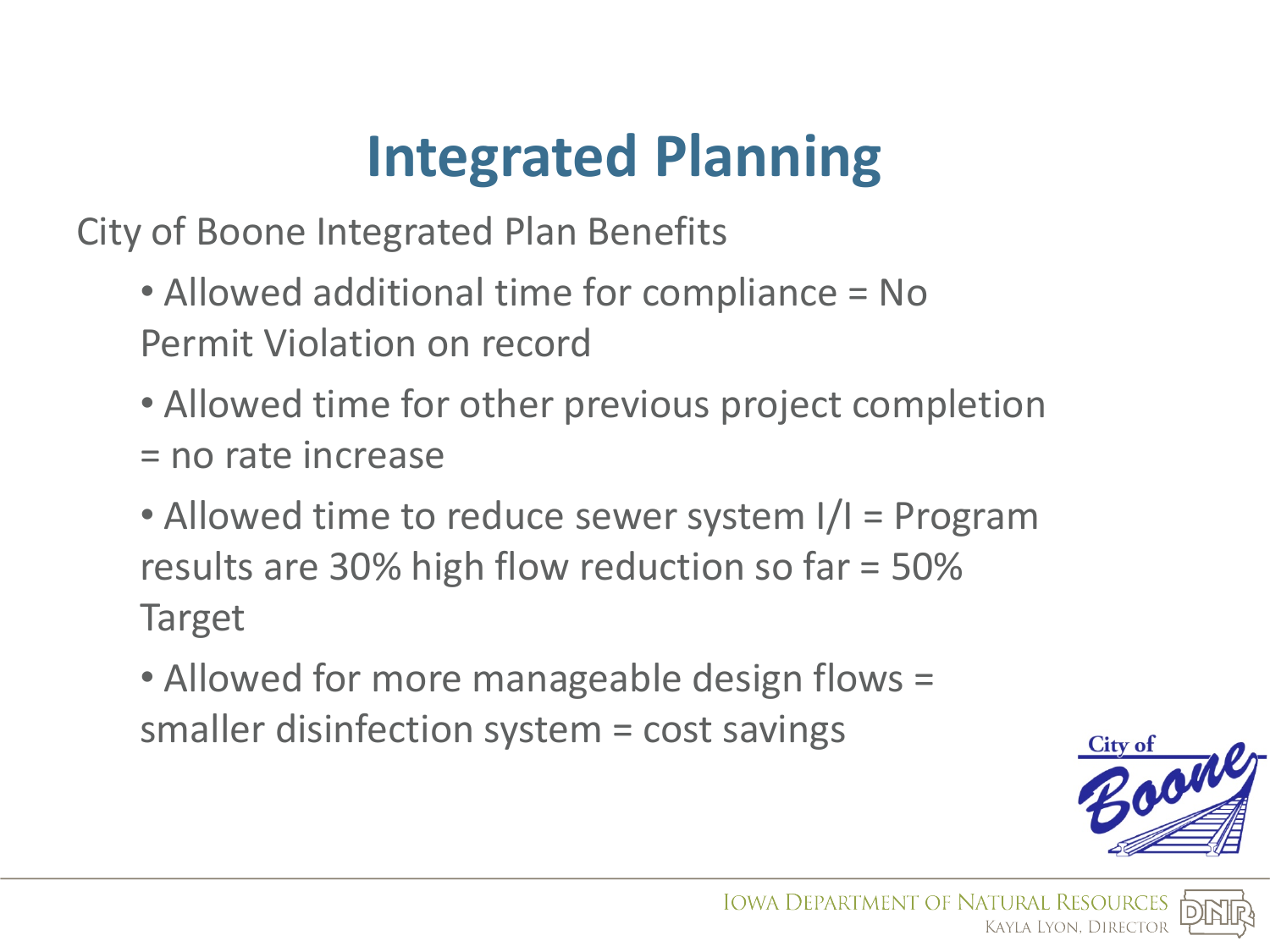# Integrated Planning

City of Boone Integrated Plan Benefits

- Allowed additional time for compliance = No Permit Violation on record
- Allowed time for other previous project completion = no rate increase
- Allowed time to reduce sewer system I/I = Program results are 30% high flow reduction so far = 50% Target
- Allowed for more manageable design flows = smaller disinfection system = cost savings